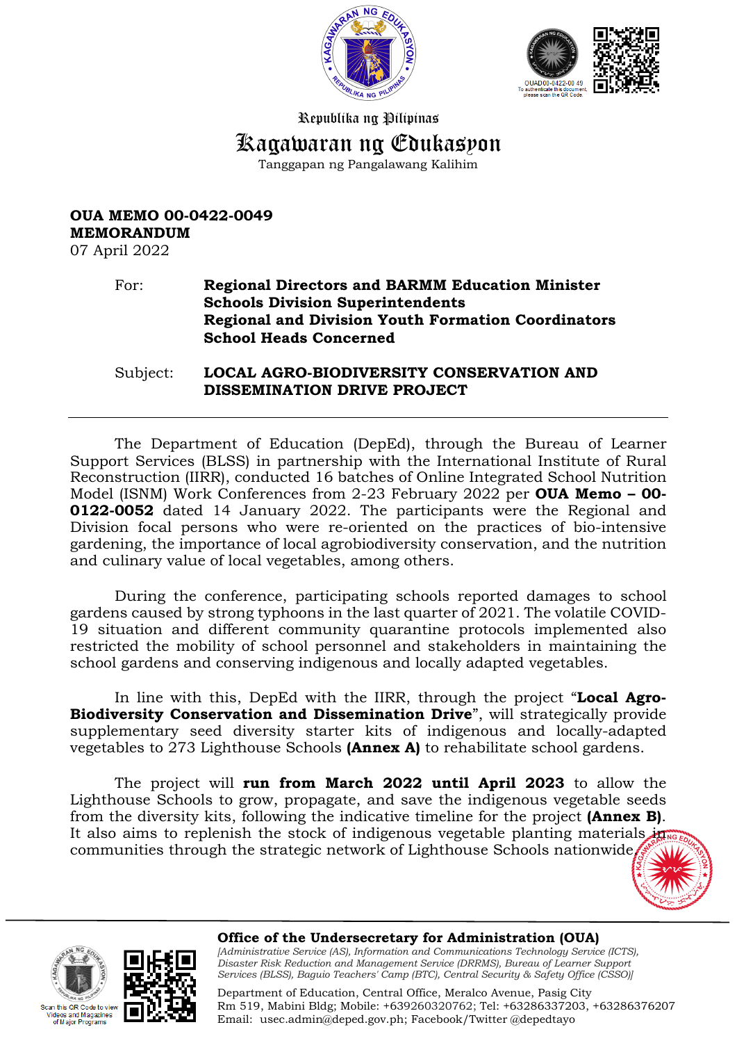Republika ng Pilipinas

# Kagawaran ng Edukasyon

Tanggapan ng Pangalawang Kalihim

**OUA MEMO 00-0422-0049**
**MEMORANDUM**
07 April 2022

For: **Regional Directors and BARMM Education Minister**
**Schools Division Superintendents**
**Regional and Division Youth Formation Coordinators**
**School Heads Concerned**

Subject: **LOCAL AGRO-BIODIVERSITY CONSERVATION AND DISSEMINATION DRIVE PROJECT**

---

The Department of Education (DepEd), through the Bureau of Learner Support Services (BLSS) in partnership with the International Institute of Rural Reconstruction (IIRR), conducted 16 batches of Online Integrated School Nutrition Model (ISNM) Work Conferences from 2-23 February 2022 per **OUA Memo – 00-0122-0052** dated 14 January 2022. The participants were the Regional and Division focal persons who were re-oriented on the practices of bio-intensive gardening, the importance of local agrobiodiversity conservation, and the nutrition and culinary value of local vegetables, among others.

During the conference, participating schools reported damages to school gardens caused by strong typhoons in the last quarter of 2021. The volatile COVID-19 situation and different community quarantine protocols implemented also restricted the mobility of school personnel and stakeholders in maintaining the school gardens and conserving indigenous and locally adapted vegetables.

In line with this, DepEd with the IIRR, through the project "**Local Agro-Biodiversity Conservation and Dissemination Drive**", will strategically provide supplementary seed diversity starter kits of indigenous and locally-adapted vegetables to 273 Lighthouse Schools **(Annex A)** to rehabilitate school gardens.

The project will **run from March 2022 until April 2023** to allow the Lighthouse Schools to grow, propagate, and save the indigenous vegetable seeds from the diversity kits, following the indicative timeline for the project **(Annex B)**. It also aims to replenish the stock of indigenous vegetable planting materials in communities through the strategic network of Lighthouse Schools nationwide.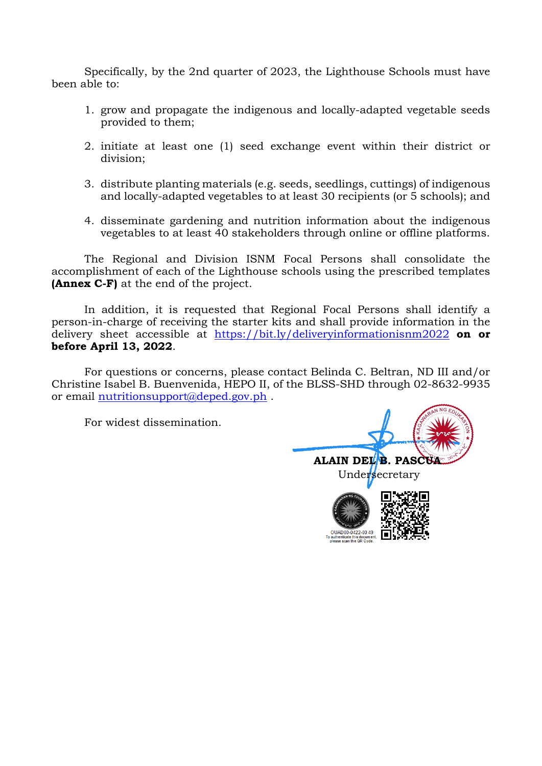Specifically, by the 2nd quarter of 2023, the Lighthouse Schools must have been able to:

1. grow and propagate the indigenous and locally-adapted vegetable seeds provided to them;

2. initiate at least one (1) seed exchange event within their district or division;

3. distribute planting materials (e.g. seeds, seedlings, cuttings) of indigenous and locally-adapted vegetables to at least 30 recipients (or 5 schools); and

4. disseminate gardening and nutrition information about the indigenous vegetables to at least 40 stakeholders through online or offline platforms.

The Regional and Division ISNM Focal Persons shall consolidate the accomplishment of each of the Lighthouse schools using the prescribed templates **(Annex C-F)** at the end of the project.

In addition, it is requested that Regional Focal Persons shall identify a person-in-charge of receiving the starter kits and shall provide information in the delivery sheet accessible at https://bit.ly/deliveryinformationisnm2022 **on or before April 13, 2022**.

For questions or concerns, please contact Belinda C. Beltran, ND III and/or Christine Isabel B. Buenvenida, HEPO II, of the BLSS-SHD through 02-8632-9935 or email nutritionsupport@deped.gov.ph .

For widest dissemination.

**ALAIN DEL B. PASCUA**
Undersecretary

OUAD00-0422-0049
To authenticate this document, please scan the QR Code.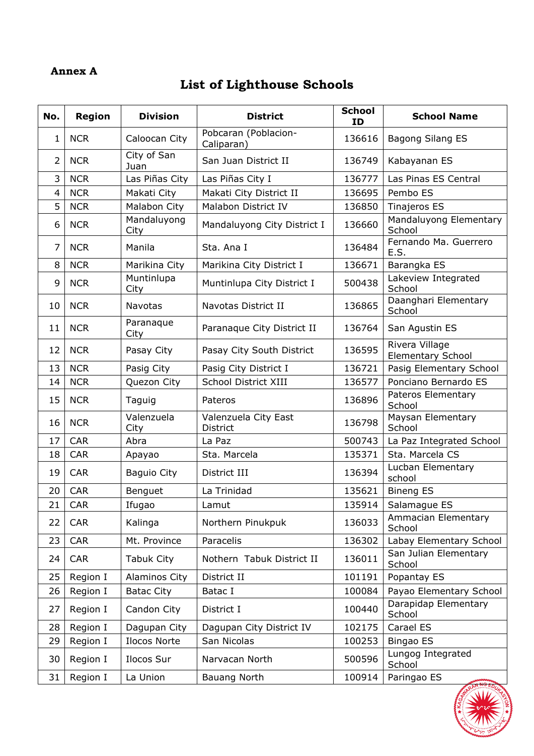**Annex A**

# List of Lighthouse Schools

| No. | Region | Division | District | School ID | School Name |
|---|---|---|---|---|---|
| 1 | NCR | Caloocan City | Pobcaran (Poblacion-Caliparan) | 136616 | Bagong Silang ES |
| 2 | NCR | City of San Juan | San Juan District II | 136749 | Kabayanan ES |
| 3 | NCR | Las Piñas City | Las Piñas City I | 136777 | Las Pinas ES Central |
| 4 | NCR | Makati City | Makati City District II | 136695 | Pembo ES |
| 5 | NCR | Malabon City | Malabon District IV | 136850 | Tinajeros ES |
| 6 | NCR | Mandaluyong City | Mandaluyong City District I | 136660 | Mandaluyong Elementary School |
| 7 | NCR | Manila | Sta. Ana I | 136484 | Fernando Ma. Guerrero E.S. |
| 8 | NCR | Marikina City | Marikina City District I | 136671 | Barangka ES |
| 9 | NCR | Muntinlupa City | Muntinlupa City District I | 500438 | Lakeview Integrated School |
| 10 | NCR | Navotas | Navotas District II | 136865 | Daanghari Elementary School |
| 11 | NCR | Paranaque City | Paranaque City District II | 136764 | San Agustin ES |
| 12 | NCR | Pasay City | Pasay City South District | 136595 | Rivera Village Elementary School |
| 13 | NCR | Pasig City | Pasig City District I | 136721 | Pasig Elementary School |
| 14 | NCR | Quezon City | School District XIII | 136577 | Ponciano Bernardo ES |
| 15 | NCR | Taguig | Pateros | 136896 | Pateros Elementary School |
| 16 | NCR | Valenzuela City | Valenzuela City East District | 136798 | Maysan Elementary School |
| 17 | CAR | Abra | La Paz | 500743 | La Paz Integrated School |
| 18 | CAR | Apayao | Sta. Marcela | 135371 | Sta. Marcela CS |
| 19 | CAR | Baguio City | District III | 136394 | Lucban Elementary school |
| 20 | CAR | Benguet | La Trinidad | 135621 | Bineng ES |
| 21 | CAR | Ifugao | Lamut | 135914 | Salamague ES |
| 22 | CAR | Kalinga | Northern Pinukpuk | 136033 | Ammacian Elementary School |
| 23 | CAR | Mt. Province | Paracelis | 136302 | Labay Elementary School |
| 24 | CAR | Tabuk City | Nothern Tabuk District II | 136011 | San Julian Elementary School |
| 25 | Region I | Alaminos City | District II | 101191 | Popantay ES |
| 26 | Region I | Batac City | Batac I | 100084 | Payao Elementary School |
| 27 | Region I | Candon City | District I | 100440 | Darapidap Elementary School |
| 28 | Region I | Dagupan City | Dagupan City District IV | 102175 | Carael ES |
| 29 | Region I | Ilocos Norte | San Nicolas | 100253 | Bingao ES |
| 30 | Region I | Ilocos Sur | Narvacan North | 500596 | Lungog Integrated School |
| 31 | Region I | La Union | Bauang North | 100914 | Paringao ES |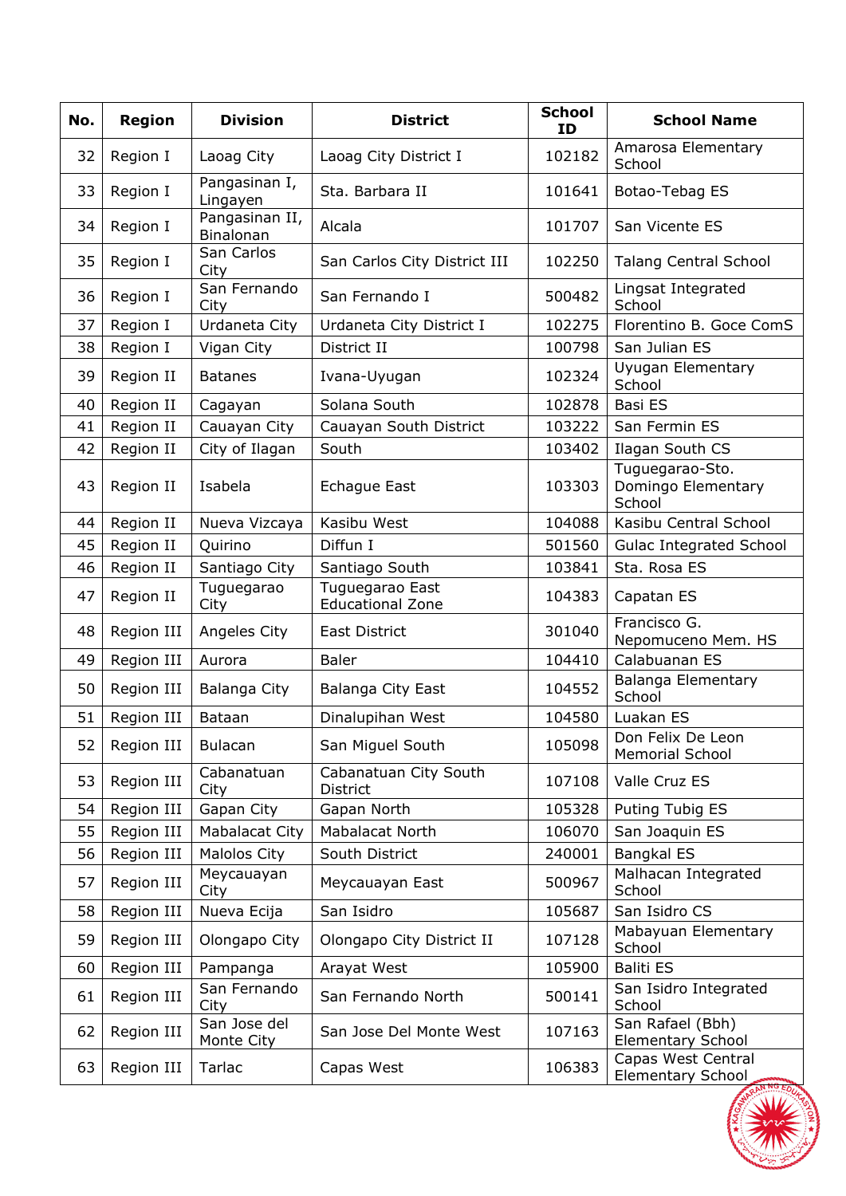| No. | Region | Division | District | School ID | School Name |
|---|---|---|---|---|---|
| 32 | Region I | Laoag City | Laoag City District I | 102182 | Amarosa Elementary School |
| 33 | Region I | Pangasinan I, Lingayen | Sta. Barbara II | 101641 | Botao-Tebag ES |
| 34 | Region I | Pangasinan II, Binalonan | Alcala | 101707 | San Vicente ES |
| 35 | Region I | San Carlos City | San Carlos City District III | 102250 | Talang Central School |
| 36 | Region I | San Fernando City | San Fernando I | 500482 | Lingsat Integrated School |
| 37 | Region I | Urdaneta City | Urdaneta City District I | 102275 | Florentino B. Goce ComS |
| 38 | Region I | Vigan City | District II | 100798 | San Julian ES |
| 39 | Region II | Batanes | Ivana-Uyugan | 102324 | Uyugan Elementary School |
| 40 | Region II | Cagayan | Solana South | 102878 | Basi ES |
| 41 | Region II | Cauayan City | Cauayan South District | 103222 | San Fermin ES |
| 42 | Region II | City of Ilagan | South | 103402 | Ilagan South CS |
| 43 | Region II | Isabela | Echague East | 103303 | Tuguegarao-Sto. Domingo Elementary School |
| 44 | Region II | Nueva Vizcaya | Kasibu West | 104088 | Kasibu Central School |
| 45 | Region II | Quirino | Diffun I | 501560 | Gulac Integrated School |
| 46 | Region II | Santiago City | Santiago South | 103841 | Sta. Rosa ES |
| 47 | Region II | Tuguegarao City | Tuguegarao East Educational Zone | 104383 | Capatan ES |
| 48 | Region III | Angeles City | East District | 301040 | Francisco G. Nepomuceno Mem. HS |
| 49 | Region III | Aurora | Baler | 104410 | Calabuanan ES |
| 50 | Region III | Balanga City | Balanga City East | 104552 | Balanga Elementary School |
| 51 | Region III | Bataan | Dinalupihan West | 104580 | Luakan ES |
| 52 | Region III | Bulacan | San Miguel South | 105098 | Don Felix De Leon Memorial School |
| 53 | Region III | Cabanatuan City | Cabanatuan City South District | 107108 | Valle Cruz ES |
| 54 | Region III | Gapan City | Gapan North | 105328 | Puting Tubig ES |
| 55 | Region III | Mabalacat City | Mabalacat North | 106070 | San Joaquin ES |
| 56 | Region III | Malolos City | South District | 240001 | Bangkal ES |
| 57 | Region III | Meycauayan City | Meycauayan East | 500967 | Malhacan Integrated School |
| 58 | Region III | Nueva Ecija | San Isidro | 105687 | San Isidro CS |
| 59 | Region III | Olongapo City | Olongapo City District II | 107128 | Mabayuan Elementary School |
| 60 | Region III | Pampanga | Arayat West | 105900 | Baliti ES |
| 61 | Region III | San Fernando City | San Fernando North | 500141 | San Isidro Integrated School |
| 62 | Region III | San Jose del Monte City | San Jose Del Monte West | 107163 | San Rafael (Bbh) Elementary School |
| 63 | Region III | Tarlac | Capas West | 106383 | Capas West Central Elementary School |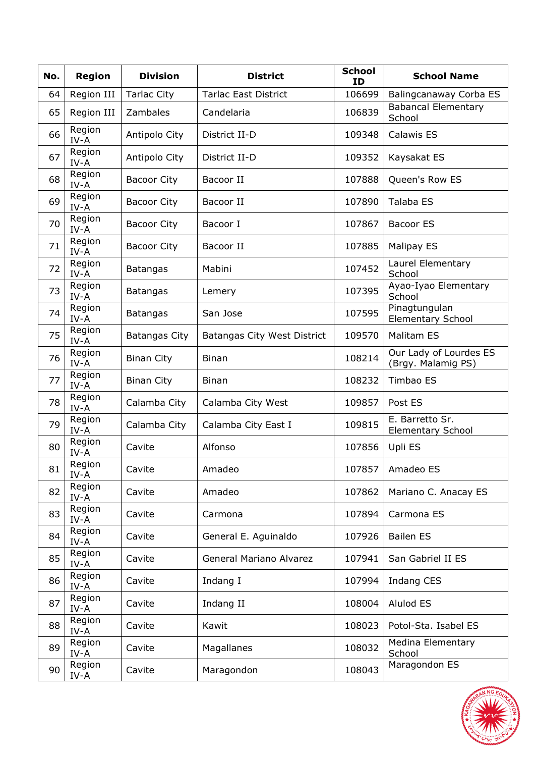| No. | Region | Division | District | School ID | School Name |
|---|---|---|---|---|---|
| 64 | Region III | Tarlac City | Tarlac East District | 106699 | Balingcanaway Corba ES |
| 65 | Region III | Zambales | Candelaria | 106839 | Babancal Elementary School |
| 66 | Region IV-A | Antipolo City | District II-D | 109348 | Calawis ES |
| 67 | Region IV-A | Antipolo City | District II-D | 109352 | Kaysakat ES |
| 68 | Region IV-A | Bacoor City | Bacoor II | 107888 | Queen's Row ES |
| 69 | Region IV-A | Bacoor City | Bacoor II | 107890 | Talaba ES |
| 70 | Region IV-A | Bacoor City | Bacoor I | 107867 | Bacoor ES |
| 71 | Region IV-A | Bacoor City | Bacoor II | 107885 | Malipay ES |
| 72 | Region IV-A | Batangas | Mabini | 107452 | Laurel Elementary School |
| 73 | Region IV-A | Batangas | Lemery | 107395 | Ayao-Iyao Elementary School |
| 74 | Region IV-A | Batangas | San Jose | 107595 | Pinagtungulan Elementary School |
| 75 | Region IV-A | Batangas City | Batangas City West District | 109570 | Malitam ES |
| 76 | Region IV-A | Binan City | Binan | 108214 | Our Lady of Lourdes ES (Brgy. Malamig PS) |
| 77 | Region IV-A | Binan City | Binan | 108232 | Timbao ES |
| 78 | Region IV-A | Calamba City | Calamba City West | 109857 | Post ES |
| 79 | Region IV-A | Calamba City | Calamba City East I | 109815 | E. Barretto Sr. Elementary School |
| 80 | Region IV-A | Cavite | Alfonso | 107856 | Upli ES |
| 81 | Region IV-A | Cavite | Amadeo | 107857 | Amadeo ES |
| 82 | Region IV-A | Cavite | Amadeo | 107862 | Mariano C. Anacay ES |
| 83 | Region IV-A | Cavite | Carmona | 107894 | Carmona ES |
| 84 | Region IV-A | Cavite | General E. Aguinaldo | 107926 | Bailen ES |
| 85 | Region IV-A | Cavite | General Mariano Alvarez | 107941 | San Gabriel II ES |
| 86 | Region IV-A | Cavite | Indang I | 107994 | Indang CES |
| 87 | Region IV-A | Cavite | Indang II | 108004 | Alulod ES |
| 88 | Region IV-A | Cavite | Kawit | 108023 | Potol-Sta. Isabel ES |
| 89 | Region IV-A | Cavite | Magallanes | 108032 | Medina Elementary School |
| 90 | Region IV-A | Cavite | Maragondon | 108043 | Maragondon ES |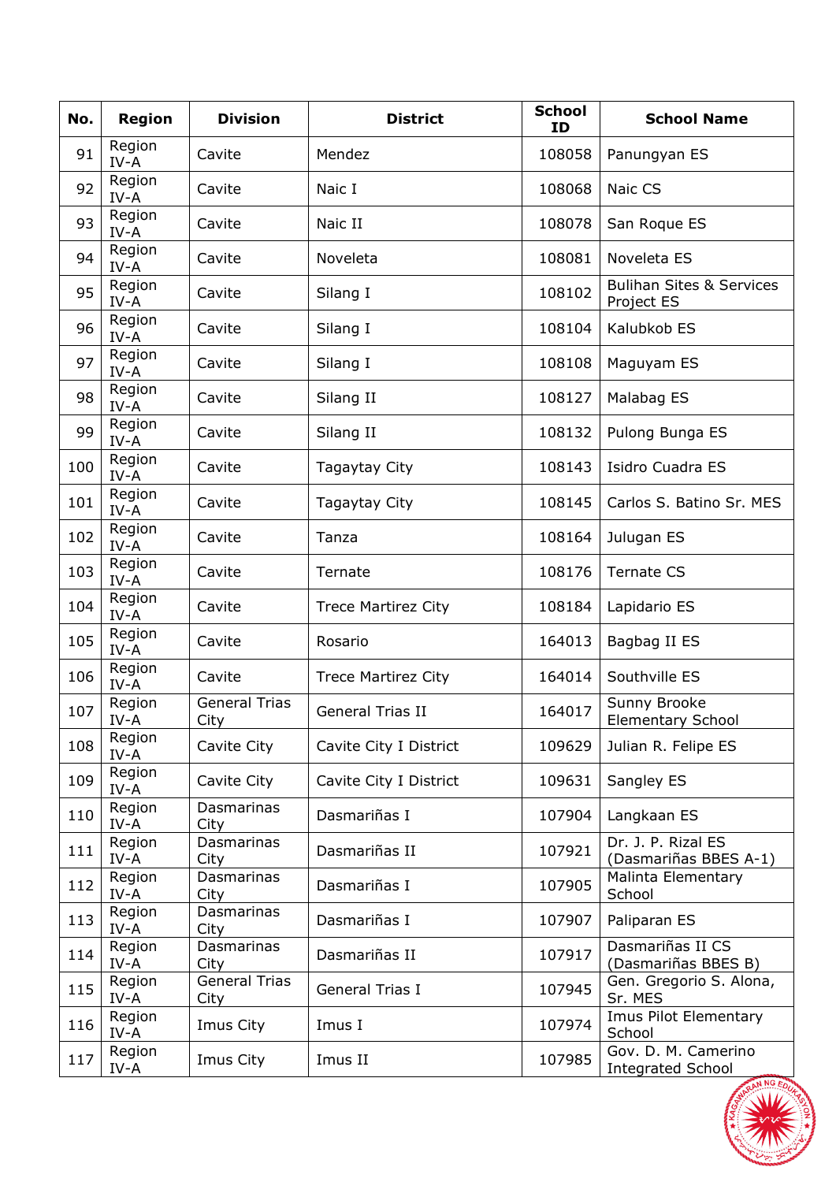| No. | Region | Division | District | School ID | School Name |
| --- | --- | --- | --- | --- | --- |
| 91 | Region IV-A | Cavite | Mendez | 108058 | Panungyan ES |
| 92 | Region IV-A | Cavite | Naic I | 108068 | Naic CS |
| 93 | Region IV-A | Cavite | Naic II | 108078 | San Roque ES |
| 94 | Region IV-A | Cavite | Noveleta | 108081 | Noveleta ES |
| 95 | Region IV-A | Cavite | Silang I | 108102 | Bulihan Sites & Services Project ES |
| 96 | Region IV-A | Cavite | Silang I | 108104 | Kalubkob ES |
| 97 | Region IV-A | Cavite | Silang I | 108108 | Maguyam ES |
| 98 | Region IV-A | Cavite | Silang II | 108127 | Malabag ES |
| 99 | Region IV-A | Cavite | Silang II | 108132 | Pulong Bunga ES |
| 100 | Region IV-A | Cavite | Tagaytay City | 108143 | Isidro Cuadra ES |
| 101 | Region IV-A | Cavite | Tagaytay City | 108145 | Carlos S. Batino Sr. MES |
| 102 | Region IV-A | Cavite | Tanza | 108164 | Julugan ES |
| 103 | Region IV-A | Cavite | Ternate | 108176 | Ternate CS |
| 104 | Region IV-A | Cavite | Trece Martirez City | 108184 | Lapidario ES |
| 105 | Region IV-A | Cavite | Rosario | 164013 | Bagbag II ES |
| 106 | Region IV-A | Cavite | Trece Martirez City | 164014 | Southville ES |
| 107 | Region IV-A | General Trias City | General Trias II | 164017 | Sunny Brooke Elementary School |
| 108 | Region IV-A | Cavite City | Cavite City I District | 109629 | Julian R. Felipe ES |
| 109 | Region IV-A | Cavite City | Cavite City I District | 109631 | Sangley ES |
| 110 | Region IV-A | Dasmarinas City | Dasmariñas I | 107904 | Langkaan ES |
| 111 | Region IV-A | Dasmarinas City | Dasmariñas II | 107921 | Dr. J. P. Rizal ES (Dasmariñas BBES A-1) |
| 112 | Region IV-A | Dasmarinas City | Dasmariñas I | 107905 | Malinta Elementary School |
| 113 | Region IV-A | Dasmarinas City | Dasmariñas I | 107907 | Paliparan ES |
| 114 | Region IV-A | Dasmarinas City | Dasmariñas II | 107917 | Dasmariñas II CS (Dasmariñas BBES B) |
| 115 | Region IV-A | General Trias City | General Trias I | 107945 | Gen. Gregorio S. Alona, Sr. MES |
| 116 | Region IV-A | Imus City | Imus I | 107974 | Imus Pilot Elementary School |
| 117 | Region IV-A | Imus City | Imus II | 107985 | Gov. D. M. Camerino Integrated School |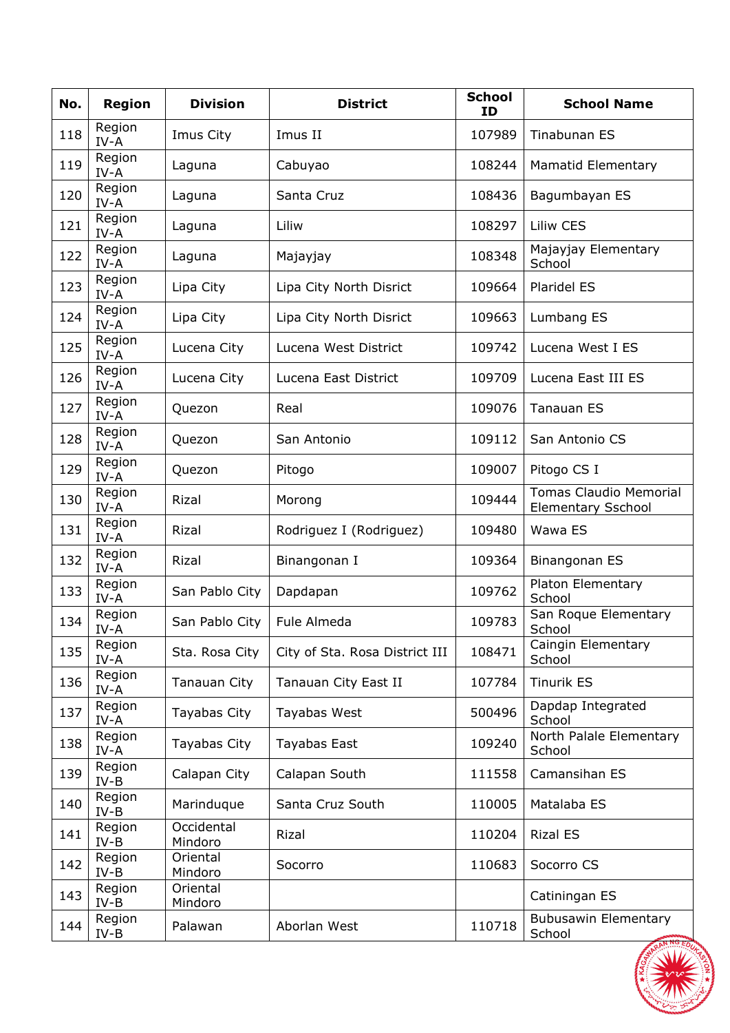| No. | Region | Division | District | School ID | School Name |
|---|---|---|---|---|---|
| 118 | Region IV-A | Imus City | Imus II | 107989 | Tinabunan ES |
| 119 | Region IV-A | Laguna | Cabuyao | 108244 | Mamatid Elementary |
| 120 | Region IV-A | Laguna | Santa Cruz | 108436 | Bagumbayan ES |
| 121 | Region IV-A | Laguna | Liliw | 108297 | Liliw CES |
| 122 | Region IV-A | Laguna | Majayjay | 108348 | Majayjay Elementary School |
| 123 | Region IV-A | Lipa City | Lipa City North Disrict | 109664 | Plaridel ES |
| 124 | Region IV-A | Lipa City | Lipa City North Disrict | 109663 | Lumbang ES |
| 125 | Region IV-A | Lucena City | Lucena West District | 109742 | Lucena West I ES |
| 126 | Region IV-A | Lucena City | Lucena East District | 109709 | Lucena East III ES |
| 127 | Region IV-A | Quezon | Real | 109076 | Tanauan ES |
| 128 | Region IV-A | Quezon | San Antonio | 109112 | San Antonio CS |
| 129 | Region IV-A | Quezon | Pitogo | 109007 | Pitogo CS I |
| 130 | Region IV-A | Rizal | Morong | 109444 | Tomas Claudio Memorial Elementary Sschool |
| 131 | Region IV-A | Rizal | Rodriguez I (Rodriguez) | 109480 | Wawa ES |
| 132 | Region IV-A | Rizal | Binangonan I | 109364 | Binangonan ES |
| 133 | Region IV-A | San Pablo City | Dapdapan | 109762 | Platon Elementary School |
| 134 | Region IV-A | San Pablo City | Fule Almeda | 109783 | San Roque Elementary School |
| 135 | Region IV-A | Sta. Rosa City | City of Sta. Rosa District III | 108471 | Caingin Elementary School |
| 136 | Region IV-A | Tanauan City | Tanauan City East II | 107784 | Tinurik ES |
| 137 | Region IV-A | Tayabas City | Tayabas West | 500496 | Dapdap Integrated School |
| 138 | Region IV-A | Tayabas City | Tayabas East | 109240 | North Palale Elementary School |
| 139 | Region IV-B | Calapan City | Calapan South | 111558 | Camansihan ES |
| 140 | Region IV-B | Marinduque | Santa Cruz South | 110005 | Matalaba ES |
| 141 | Region IV-B | Occidental Mindoro | Rizal | 110204 | Rizal ES |
| 142 | Region IV-B | Oriental Mindoro | Socorro | 110683 | Socorro CS |
| 143 | Region IV-B | Oriental Mindoro | | | Catiningan ES |
| 144 | Region IV-B | Palawan | Aborlan West | 110718 | Bubusawin Elementary School |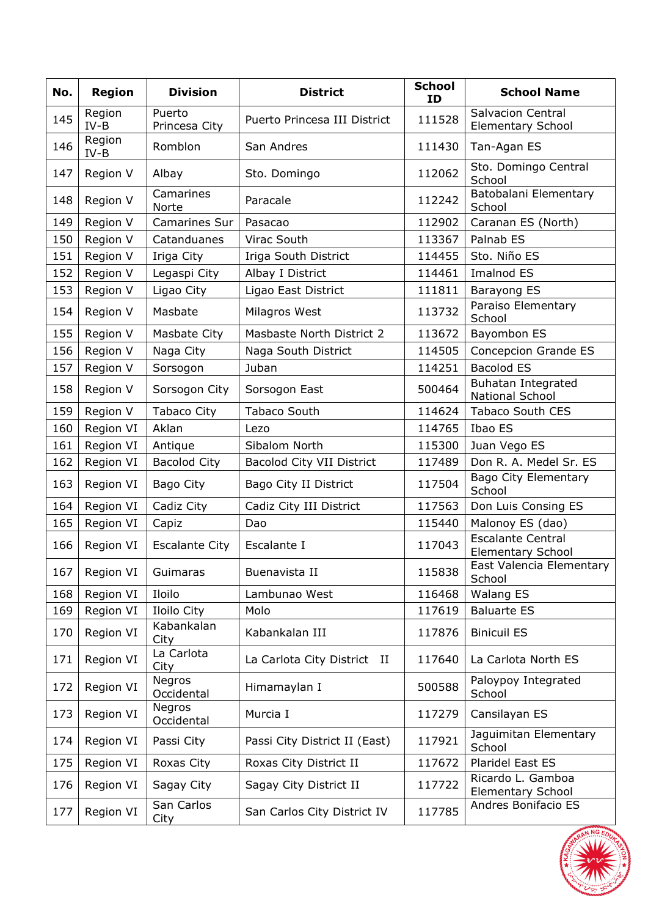| No. | Region | Division | District | School ID | School Name |
|---|---|---|---|---|---|
| 145 | Region IV-B | Puerto Princesa City | Puerto Princesa III District | 111528 | Salvacion Central Elementary School |
| 146 | Region IV-B | Romblon | San Andres | 111430 | Tan-Agan ES |
| 147 | Region V | Albay | Sto. Domingo | 112062 | Sto. Domingo Central School |
| 148 | Region V | Camarines Norte | Paracale | 112242 | Batobalani Elementary School |
| 149 | Region V | Camarines Sur | Pasacao | 112902 | Caranan ES (North) |
| 150 | Region V | Catanduanes | Virac South | 113367 | Palnab ES |
| 151 | Region V | Iriga City | Iriga South District | 114455 | Sto. Niño ES |
| 152 | Region V | Legaspi City | Albay I District | 114461 | Imalnod ES |
| 153 | Region V | Ligao City | Ligao East District | 111811 | Barayong ES |
| 154 | Region V | Masbate | Milagros West | 113732 | Paraiso Elementary School |
| 155 | Region V | Masbate City | Masbaste North District 2 | 113672 | Bayombon ES |
| 156 | Region V | Naga City | Naga South District | 114505 | Concepcion Grande ES |
| 157 | Region V | Sorsogon | Juban | 114251 | Bacolod ES |
| 158 | Region V | Sorsogon City | Sorsogon East | 500464 | Buhatan Integrated National School |
| 159 | Region V | Tabaco City | Tabaco South | 114624 | Tabaco South CES |
| 160 | Region VI | Aklan | Lezo | 114765 | Ibao ES |
| 161 | Region VI | Antique | Sibalom North | 115300 | Juan Vego ES |
| 162 | Region VI | Bacolod City | Bacolod City VII District | 117489 | Don R. A. Medel Sr. ES |
| 163 | Region VI | Bago City | Bago City II District | 117504 | Bago City Elementary School |
| 164 | Region VI | Cadiz City | Cadiz City III District | 117563 | Don Luis Consing ES |
| 165 | Region VI | Capiz | Dao | 115440 | Malonoy ES (dao) |
| 166 | Region VI | Escalante City | Escalante I | 117043 | Escalante Central Elementary School |
| 167 | Region VI | Guimaras | Buenavista II | 115838 | East Valencia Elementary School |
| 168 | Region VI | Iloilo | Lambunao West | 116468 | Walang ES |
| 169 | Region VI | Iloilo City | Molo | 117619 | Baluarte ES |
| 170 | Region VI | Kabankalan City | Kabankalan III | 117876 | Binicuil ES |
| 171 | Region VI | La Carlota City | La Carlota City District II | 117640 | La Carlota North ES |
| 172 | Region VI | Negros Occidental | Himamaylan I | 500588 | Paloypoy Integrated School |
| 173 | Region VI | Negros Occidental | Murcia I | 117279 | Cansilayan ES |
| 174 | Region VI | Passi City | Passi City District II (East) | 117921 | Jaguimitan Elementary School |
| 175 | Region VI | Roxas City | Roxas City District II | 117672 | Plaridel East ES |
| 176 | Region VI | Sagay City | Sagay City District II | 117722 | Ricardo L. Gamboa Elementary School |
| 177 | Region VI | San Carlos City | San Carlos City District IV | 117785 | Andres Bonifacio ES |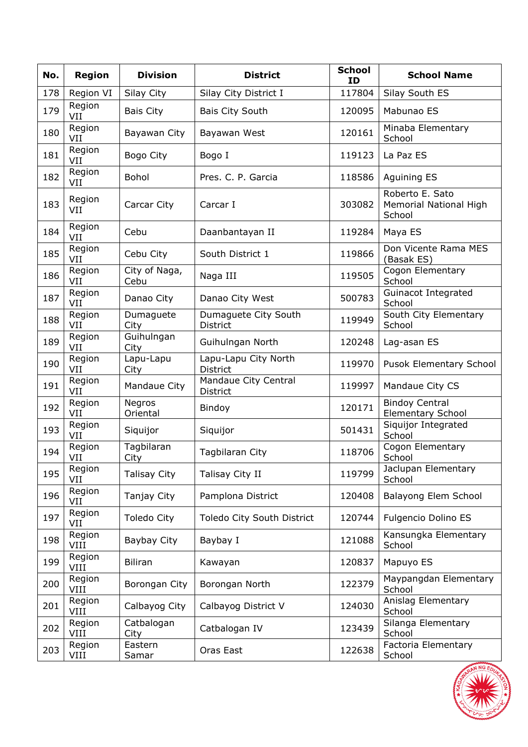| No. | Region | Division | District | School ID | School Name |
|---|---|---|---|---|---|
| 178 | Region VI | Silay City | Silay City District I | 117804 | Silay South ES |
| 179 | Region VII | Bais City | Bais City South | 120095 | Mabunao ES |
| 180 | Region VII | Bayawan City | Bayawan West | 120161 | Minaba Elementary School |
| 181 | Region VII | Bogo City | Bogo I | 119123 | La Paz ES |
| 182 | Region VII | Bohol | Pres. C. P. Garcia | 118586 | Aguining ES |
| 183 | Region VII | Carcar City | Carcar I | 303082 | Roberto E. Sato Memorial National High School |
| 184 | Region VII | Cebu | Daanbantayan II | 119284 | Maya ES |
| 185 | Region VII | Cebu City | South District 1 | 119866 | Don Vicente Rama MES (Basak ES) |
| 186 | Region VII | City of Naga, Cebu | Naga III | 119505 | Cogon Elementary School |
| 187 | Region VII | Danao City | Danao City West | 500783 | Guinacot Integrated School |
| 188 | Region VII | Dumaguete City | Dumaguete City South District | 119949 | South City Elementary School |
| 189 | Region VII | Guihulngan City | Guihulngan North | 120248 | Lag-asan ES |
| 190 | Region VII | Lapu-Lapu City | Lapu-Lapu City North District | 119970 | Pusok Elementary School |
| 191 | Region VII | Mandaue City | Mandaue City Central District | 119997 | Mandaue City CS |
| 192 | Region VII | Negros Oriental | Bindoy | 120171 | Bindoy Central Elementary School |
| 193 | Region VII | Siquijor | Siquijor | 501431 | Siquijor Integrated School |
| 194 | Region VII | Tagbilaran City | Tagbilaran City | 118706 | Cogon Elementary School |
| 195 | Region VII | Talisay City | Talisay City II | 119799 | Jaclupan Elementary School |
| 196 | Region VII | Tanjay City | Pamplona District | 120408 | Balayong Elem School |
| 197 | Region VII | Toledo City | Toledo City South District | 120744 | Fulgencio Dolino ES |
| 198 | Region VIII | Baybay City | Baybay I | 121088 | Kansungka Elementary School |
| 199 | Region VIII | Biliran | Kawayan | 120837 | Mapuyo ES |
| 200 | Region VIII | Borongan City | Borongan North | 122379 | Maypangdan Elementary School |
| 201 | Region VIII | Calbayog City | Calbayog District V | 124030 | Anislag Elementary School |
| 202 | Region VIII | Catbalogan City | Catbalogan IV | 123439 | Silanga Elementary School |
| 203 | Region VIII | Eastern Samar | Oras East | 122638 | Factoria Elementary School |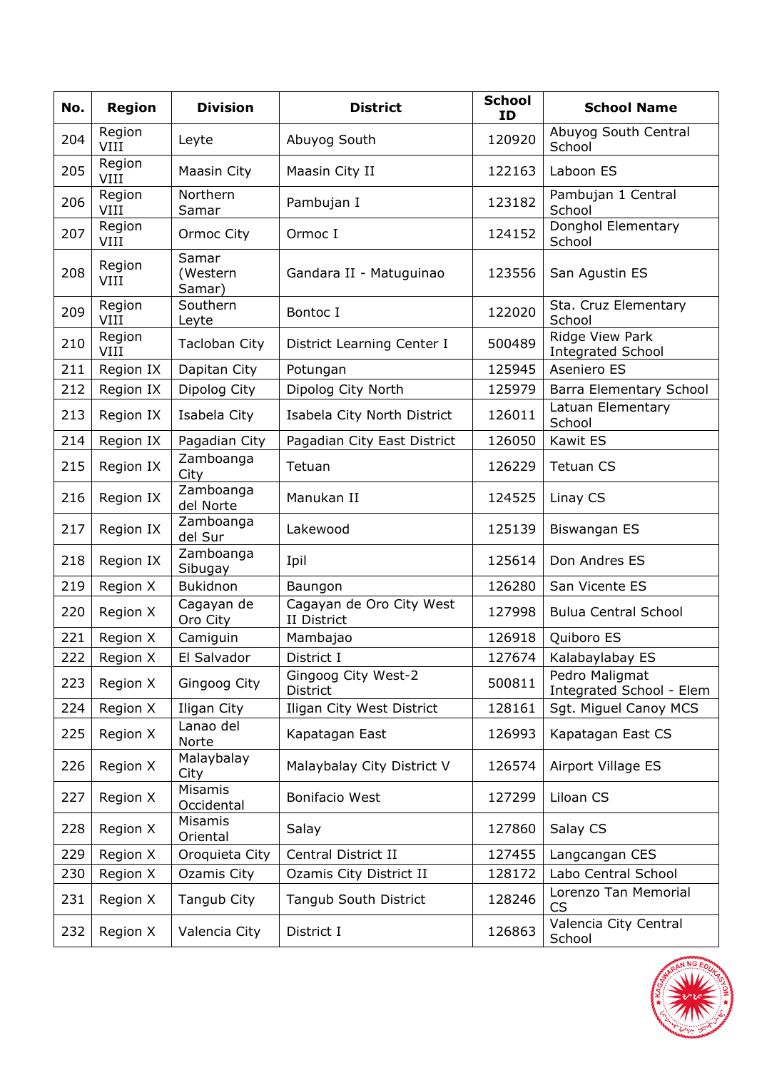| No. | Region | Division | District | School ID | School Name |
|---|---|---|---|---|---|
| 204 | Region VIII | Leyte | Abuyog South | 120920 | Abuyog South Central School |
| 205 | Region VIII | Maasin City | Maasin City II | 122163 | Laboon ES |
| 206 | Region VIII | Northern Samar | Pambujan I | 123182 | Pambujan 1 Central School |
| 207 | Region VIII | Ormoc City | Ormoc I | 124152 | Donghol Elementary School |
| 208 | Region VIII | Samar (Western Samar) | Gandara II - Matuguinao | 123556 | San Agustin ES |
| 209 | Region VIII | Southern Leyte | Bontoc I | 122020 | Sta. Cruz Elementary School |
| 210 | Region VIII | Tacloban City | District Learning Center I | 500489 | Ridge View Park Integrated School |
| 211 | Region IX | Dapitan City | Potungan | 125945 | Aseniero ES |
| 212 | Region IX | Dipolog City | Dipolog City North | 125979 | Barra Elementary School |
| 213 | Region IX | Isabela City | Isabela City North District | 126011 | Latuan Elementary School |
| 214 | Region IX | Pagadian City | Pagadian City East District | 126050 | Kawit ES |
| 215 | Region IX | Zamboanga City | Tetuan | 126229 | Tetuan CS |
| 216 | Region IX | Zamboanga del Norte | Manukan II | 124525 | Linay CS |
| 217 | Region IX | Zamboanga del Sur | Lakewood | 125139 | Biswangan ES |
| 218 | Region IX | Zamboanga Sibugay | Ipil | 125614 | Don Andres ES |
| 219 | Region X | Bukidnon | Baungon | 126280 | San Vicente ES |
| 220 | Region X | Cagayan de Oro City | Cagayan de Oro City West II District | 127998 | Bulua Central School |
| 221 | Region X | Camiguin | Mambajao | 126918 | Quiboro ES |
| 222 | Region X | El Salvador | District I | 127674 | Kalabaylabay ES |
| 223 | Region X | Gingoog City | Gingoog City West-2 District | 500811 | Pedro Maligmat Integrated School - Elem |
| 224 | Region X | Iligan City | Iligan City West District | 128161 | Sgt. Miguel Canoy MCS |
| 225 | Region X | Lanao del Norte | Kapatagan East | 126993 | Kapatagan East CS |
| 226 | Region X | Malaybalay City | Malaybalay City District V | 126574 | Airport Village ES |
| 227 | Region X | Misamis Occidental | Bonifacio West | 127299 | Liloan CS |
| 228 | Region X | Misamis Oriental | Salay | 127860 | Salay CS |
| 229 | Region X | Oroquieta City | Central District II | 127455 | Langcangan CES |
| 230 | Region X | Ozamis City | Ozamis City District II | 128172 | Labo Central School |
| 231 | Region X | Tangub City | Tangub South District | 128246 | Lorenzo Tan Memorial CS |
| 232 | Region X | Valencia City | District I | 126863 | Valencia City Central School |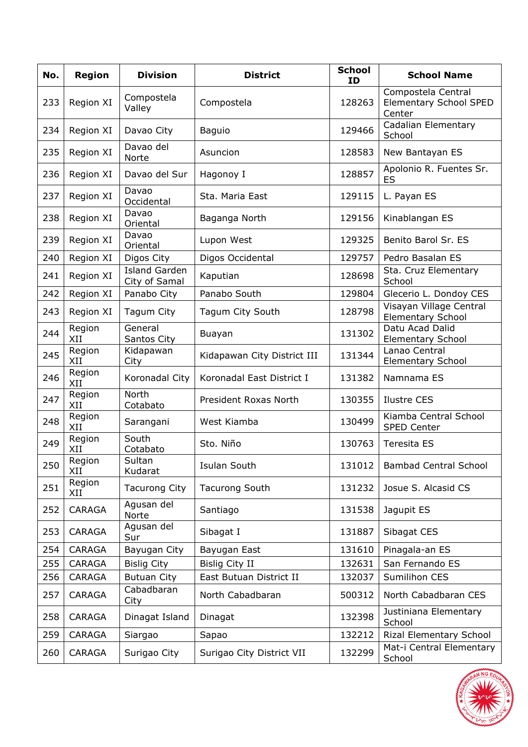| No. | Region | Division | District | School ID | School Name |
|---|---|---|---|---|---|
| 233 | Region XI | Compostela Valley | Compostela | 128263 | Compostela Central Elementary School SPED Center |
| 234 | Region XI | Davao City | Baguio | 129466 | Cadalian Elementary School |
| 235 | Region XI | Davao del Norte | Asuncion | 128583 | New Bantayan ES |
| 236 | Region XI | Davao del Sur | Hagonoy I | 128857 | Apolonio R. Fuentes Sr. ES |
| 237 | Region XI | Davao Occidental | Sta. Maria East | 129115 | L. Payan ES |
| 238 | Region XI | Davao Oriental | Baganga North | 129156 | Kinablangan ES |
| 239 | Region XI | Davao Oriental | Lupon West | 129325 | Benito Barol Sr. ES |
| 240 | Region XI | Digos City | Digos Occidental | 129757 | Pedro Basalan ES |
| 241 | Region XI | Island Garden City of Samal | Kaputian | 128698 | Sta. Cruz Elementary School |
| 242 | Region XI | Panabo City | Panabo South | 129804 | Glecerio L. Dondoy CES |
| 243 | Region XI | Tagum City | Tagum City South | 128798 | Visayan Village Central Elementary School |
| 244 | Region XII | General Santos City | Buayan | 131302 | Datu Acad Dalid Elementary School |
| 245 | Region XII | Kidapawan City | Kidapawan City District III | 131344 | Lanao Central Elementary School |
| 246 | Region XII | Koronadal City | Koronadal East District I | 131382 | Namnama ES |
| 247 | Region XII | North Cotabato | President Roxas North | 130355 | Ilustre CES |
| 248 | Region XII | Sarangani | West Kiamba | 130499 | Kiamba Central School SPED Center |
| 249 | Region XII | South Cotabato | Sto. Niño | 130763 | Teresita ES |
| 250 | Region XII | Sultan Kudarat | Isulan South | 131012 | Bambad Central School |
| 251 | Region XII | Tacurong City | Tacurong South | 131232 | Josue S. Alcasid CS |
| 252 | CARAGA | Agusan del Norte | Santiago | 131538 | Jagupit ES |
| 253 | CARAGA | Agusan del Sur | Sibagat I | 131887 | Sibagat CES |
| 254 | CARAGA | Bayugan City | Bayugan East | 131610 | Pinagala-an ES |
| 255 | CARAGA | Bislig City | Bislig City II | 132631 | San Fernando ES |
| 256 | CARAGA | Butuan City | East Butuan District II | 132037 | Sumilihon CES |
| 257 | CARAGA | Cabadbaran City | North Cabadbaran | 500312 | North Cabadbaran CES |
| 258 | CARAGA | Dinagat Island | Dinagat | 132398 | Justiniana Elementary School |
| 259 | CARAGA | Siargao | Sapao | 132212 | Rizal Elementary School |
| 260 | CARAGA | Surigao City | Surigao City District VII | 132299 | Mat-i Central Elementary School |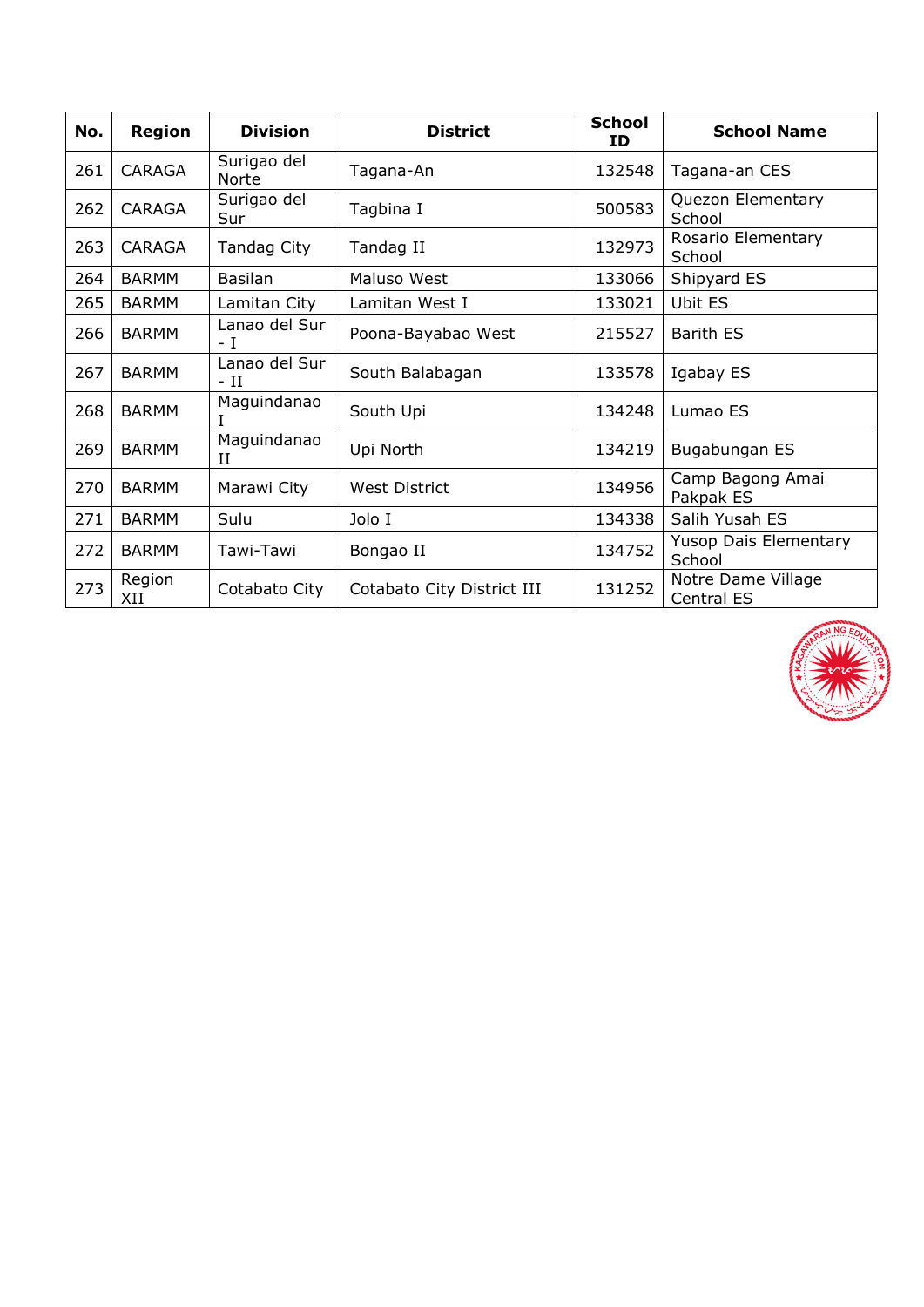| No. | Region | Division | District | School ID | School Name |
|---|---|---|---|---|---|
| 261 | CARAGA | Surigao del Norte | Tagana-An | 132548 | Tagana-an CES |
| 262 | CARAGA | Surigao del Sur | Tagbina I | 500583 | Quezon Elementary School |
| 263 | CARAGA | Tandag City | Tandag II | 132973 | Rosario Elementary School |
| 264 | BARMM | Basilan | Maluso West | 133066 | Shipyard ES |
| 265 | BARMM | Lamitan City | Lamitan West I | 133021 | Ubit ES |
| 266 | BARMM | Lanao del Sur - I | Poona-Bayabao West | 215527 | Barith ES |
| 267 | BARMM | Lanao del Sur - II | South Balabagan | 133578 | Igabay ES |
| 268 | BARMM | Maguindanao I | South Upi | 134248 | Lumao ES |
| 269 | BARMM | Maguindanao II | Upi North | 134219 | Bugabungan ES |
| 270 | BARMM | Marawi City | West District | 134956 | Camp Bagong Amai Pakpak ES |
| 271 | BARMM | Sulu | Jolo I | 134338 | Salih Yusah ES |
| 272 | BARMM | Tawi-Tawi | Bongao II | 134752 | Yusop Dais Elementary School |
| 273 | Region XII | Cotabato City | Cotabato City District III | 131252 | Notre Dame Village Central ES |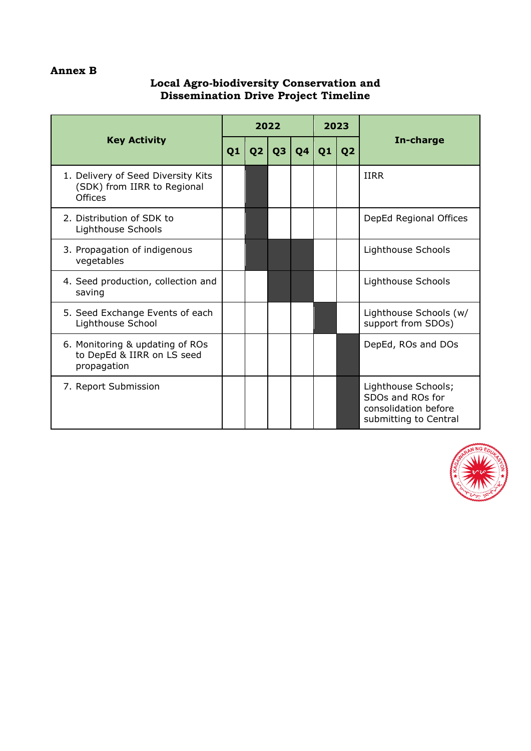**Annex B**

**Local Agro-biodiversity Conservation and Dissemination Drive Project Timeline**

| Key Activity | 2022 | | | | 2023 | | In-charge |
|---|---|---|---|---|---|---|---|
| | Q1 | Q2 | Q3 | Q4 | Q1 | Q2 | |
| 1. Delivery of Seed Diversity Kits (SDK) from IIRR to Regional Offices | | ■ | | | | | IIRR |
| 2. Distribution of SDK to Lighthouse Schools | | ■ | | | | | DepEd Regional Offices |
| 3. Propagation of indigenous vegetables | | ■ | ■ | ■ | | | Lighthouse Schools |
| 4. Seed production, collection and saving | | | ■ | ■ | | | Lighthouse Schools |
| 5. Seed Exchange Events of each Lighthouse School | | | | | ■ | | Lighthouse Schools (w/ support from SDOs) |
| 6. Monitoring & updating of ROs to DepEd & IIRR on LS seed propagation | | | | | | ■ | DepEd, ROs and DOs |
| 7. Report Submission | | | | | | ■ | Lighthouse Schools; SDOs and ROs for consolidation before submitting to Central |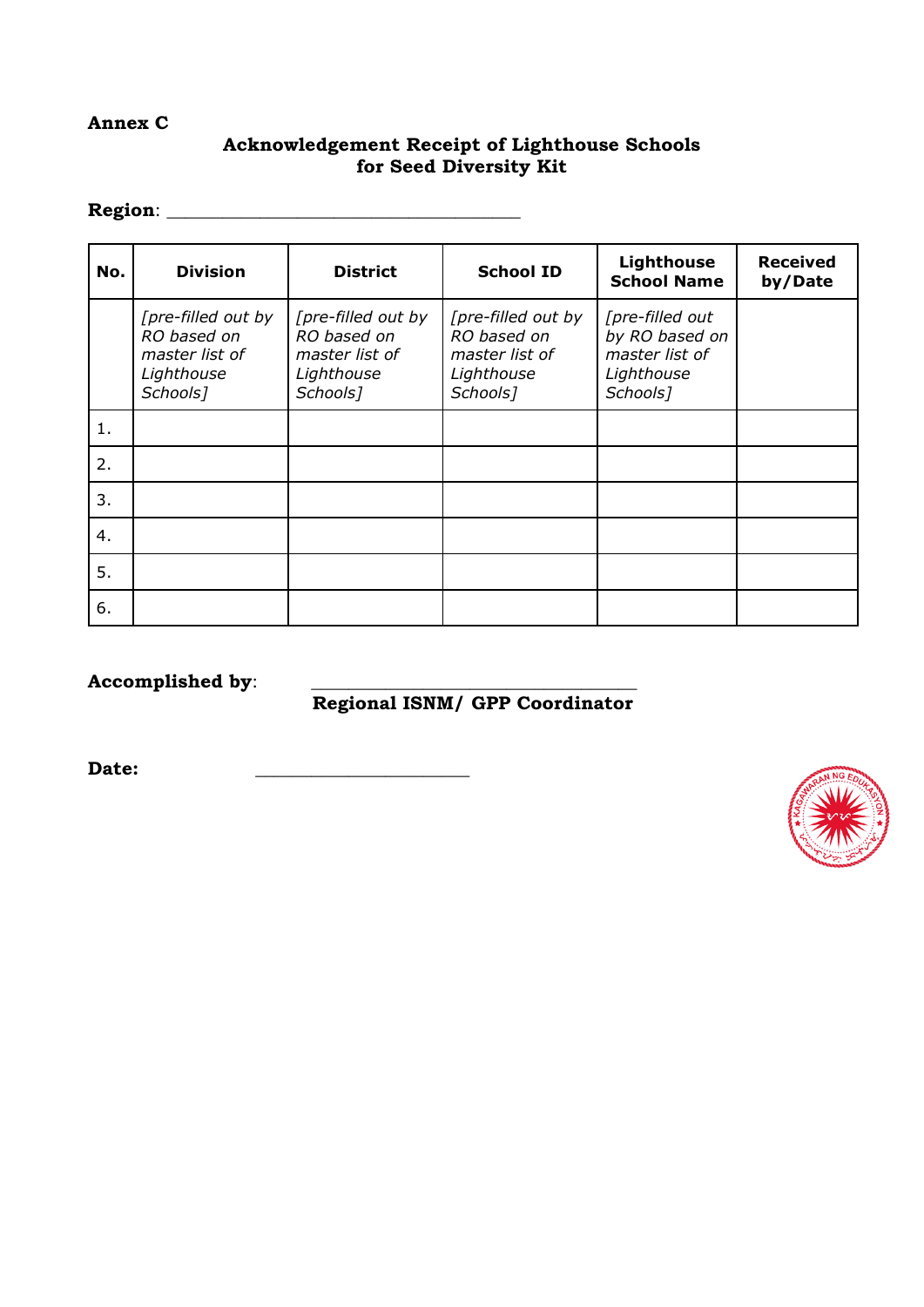**Annex C**

## Acknowledgement Receipt of Lighthouse Schools for Seed Diversity Kit

**Region**: ___________________________________

| No. | Division | District | School ID | Lighthouse School Name | Received by/Date |
|---|---|---|---|---|---|
| | *[pre-filled out by RO based on master list of Lighthouse Schools]* | *[pre-filled out by RO based on master list of Lighthouse Schools]* | *[pre-filled out by RO based on master list of Lighthouse Schools]* | *[pre-filled out by RO based on master list of Lighthouse Schools]* | |
| 1. | | | | | |
| 2. | | | | | |
| 3. | | | | | |
| 4. | | | | | |
| 5. | | | | | |
| 6. | | | | | |

**Accomplished by**: ________________________________
**Regional ISNM/ GPP Coordinator**

**Date:** ____________________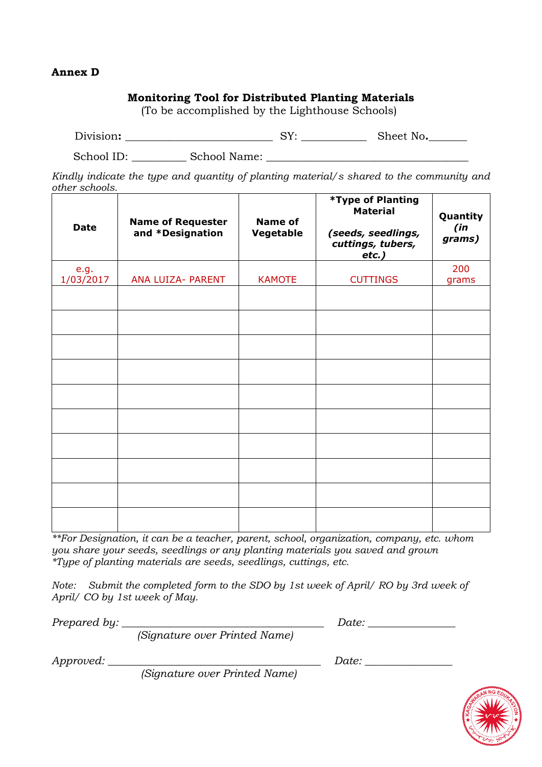**Annex D**

**Monitoring Tool for Distributed Planting Materials**
(To be accomplished by the Lighthouse Schools)

Division**:** __________________________ SY: ___________ Sheet No**.**_______

School ID: _________ School Name: ___________________________________

*Kindly indicate the type and quantity of planting material/s shared to the community and other schools.*

| Date | Name of Requester and *Designation | Name of Vegetable | *Type of Planting Material *(seeds, seedlings, cuttings, tubers, etc.)* | Quantity *(in grams)* |
|---|---|---|---|---|
| e.g. 1/03/2017 | ANA LUIZA- PARENT | KAMOTE | CUTTINGS | 200 grams |
| | | | | |
| | | | | |
| | | | | |
| | | | | |
| | | | | |
| | | | | |
| | | | | |
| | | | | |
| | | | | |
| | | | | |

*\*\*For Designation, it can be a teacher, parent, school, organization, company, etc. whom you share your seeds, seedlings or any planting materials you saved and grown*
*\*Type of planting materials are seeds, seedlings, cuttings, etc.*

*Note: Submit the completed form to the SDO by 1st week of April/ RO by 3rd week of April/ CO by 1st week of May.*

*Prepared by:* ____________________________________ *Date:* _______________
*(Signature over Printed Name)*

*Approved:* _____________________________________ *Date:* _______________
*(Signature over Printed Name)*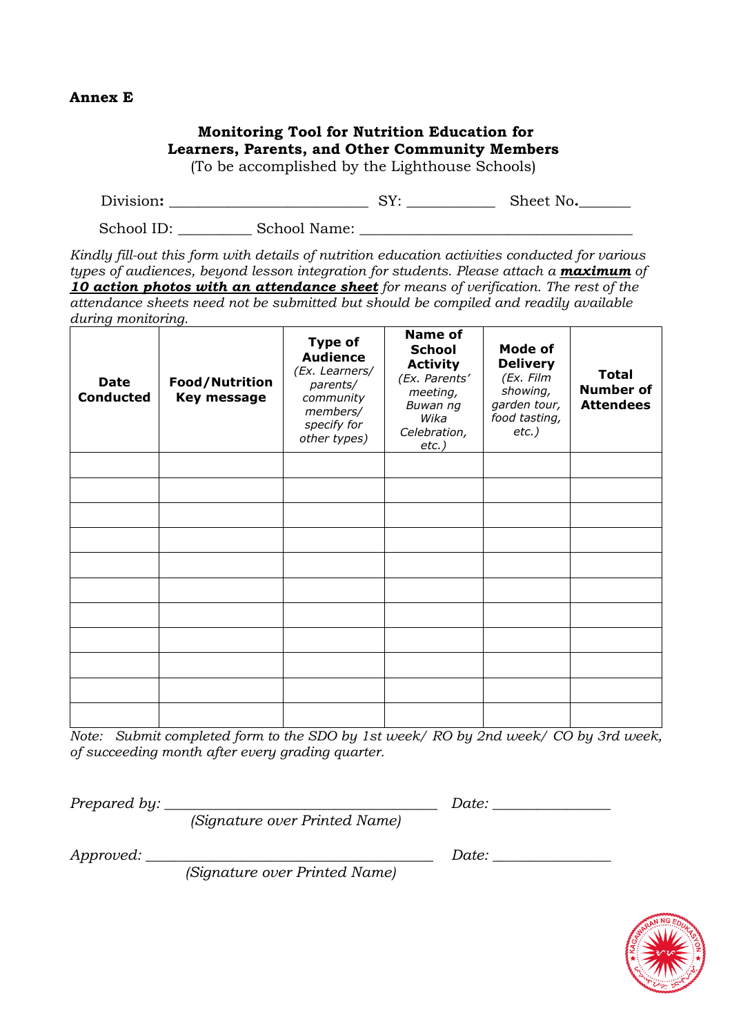**Annex E**

**Monitoring Tool for Nutrition Education for Learners, Parents, and Other Community Members**
(To be accomplished by the Lighthouse Schools)

Division: _________________________ SY: ___________ Sheet No. _______

School ID: _________ School Name: ___________________________________

*Kindly fill-out this form with details of nutrition education activities conducted for various types of audiences, beyond lesson integration for students. Please attach a* ***maximum*** *of* ***10 action photos with an attendance sheet*** *for means of verification. The rest of the attendance sheets need not be submitted but should be compiled and readily available during monitoring.*

| **Date Conducted** | **Food/Nutrition Key message** | **Type of Audience** *(Ex. Learners/ parents/ community members/ specify for other types)* | **Name of School Activity** *(Ex. Parents' meeting, Buwan ng Wika Celebration, etc.)* | **Mode of Delivery** *(Ex. Film showing, garden tour, food tasting, etc.)* | **Total Number of Attendees** |
|---|---|---|---|---|---|
| | | | | | |
| | | | | | |
| | | | | | |
| | | | | | |
| | | | | | |
| | | | | | |
| | | | | | |
| | | | | | |
| | | | | | |
| | | | | | |
| | | | | | |

*Note: Submit completed form to the SDO by 1st week/ RO by 2nd week/ CO by 3rd week, of succeeding month after every grading quarter.*

*Prepared by:* ___________________________________ *Date:* _______________
*(Signature over Printed Name)*

*Approved:* _____________________________________ *Date:* _______________
*(Signature over Printed Name)*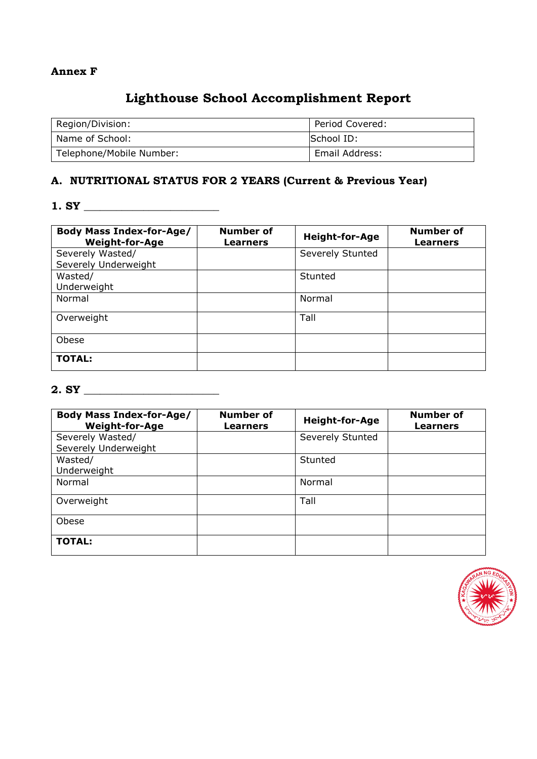**Annex F**

# Lighthouse School Accomplishment Report

| Region/Division: | Period Covered: |
|---|---|
| Name of School: | School ID: |
| Telephone/Mobile Number: | Email Address: |

## A. NUTRITIONAL STATUS FOR 2 YEARS (Current & Previous Year)

### 1. SY ______________________

| Body Mass Index-for-Age/ Weight-for-Age | Number of Learners | Height-for-Age | Number of Learners |
|---|---|---|---|
| Severely Wasted/ Severely Underweight | | Severely Stunted | |
| Wasted/ Underweight | | Stunted | |
| Normal | | Normal | |
| Overweight | | Tall | |
| Obese | | | |
| **TOTAL:** | | | |

### 2. SY ______________________

| Body Mass Index-for-Age/ Weight-for-Age | Number of Learners | Height-for-Age | Number of Learners |
|---|---|---|---|
| Severely Wasted/ Severely Underweight | | Severely Stunted | |
| Wasted/ Underweight | | Stunted | |
| Normal | | Normal | |
| Overweight | | Tall | |
| Obese | | | |
| **TOTAL:** | | | |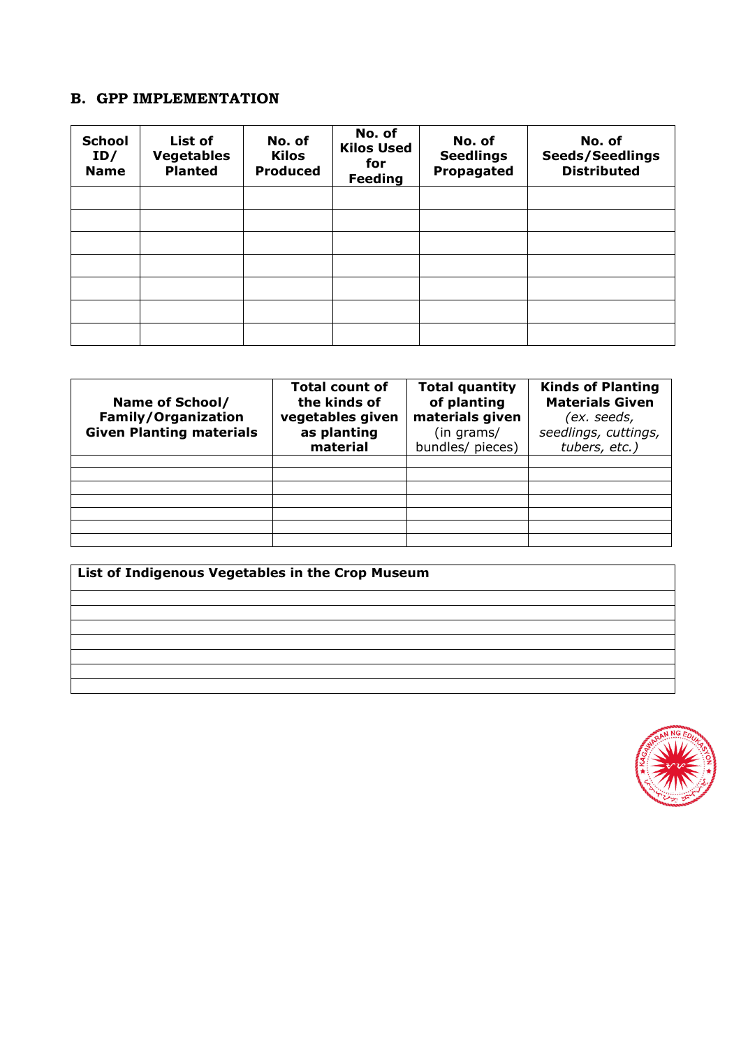## B. GPP IMPLEMENTATION

| School ID/ Name | List of Vegetables Planted | No. of Kilos Produced | No. of Kilos Used for Feeding | No. of Seedlings Propagated | No. of Seeds/Seedlings Distributed |
|---|---|---|---|---|---|
| | | | | | |
| | | | | | |
| | | | | | |
| | | | | | |
| | | | | | |
| | | | | | |
| | | | | | |

| Name of School/ Family/Organization Given Planting materials | Total count of the kinds of vegetables given as planting material | Total quantity of planting materials given (in grams/ bundles/ pieces) | Kinds of Planting Materials Given *(ex. seeds, seedlings, cuttings, tubers, etc.)* |
|---|---|---|---|
| | | | |
| | | | |
| | | | |
| | | | |
| | | | |
| | | | |
| | | | |

| List of Indigenous Vegetables in the Crop Museum |
|---|
| |
| |
| |
| |
| |
| |
| |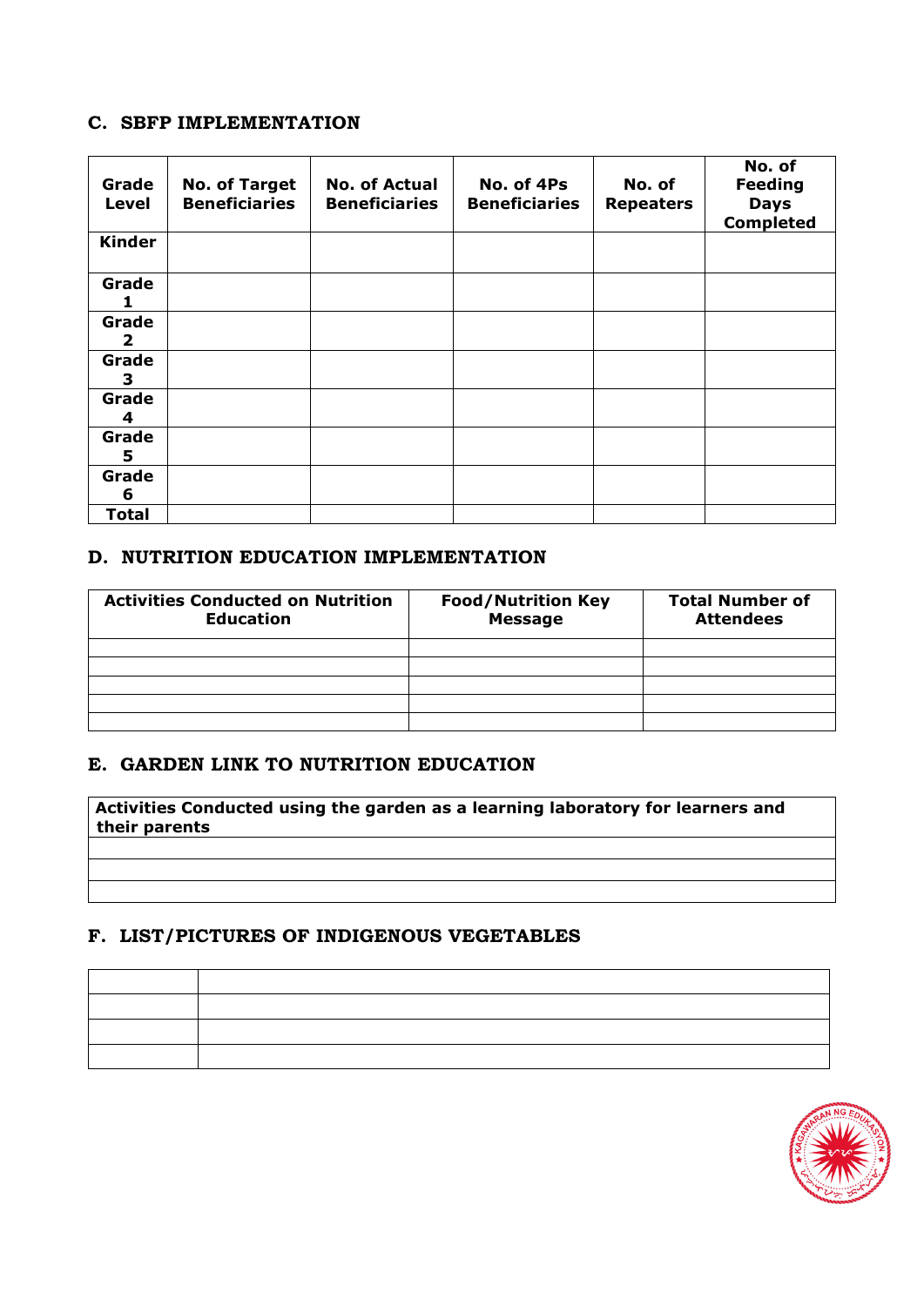### C. SBFP IMPLEMENTATION

| Grade Level | No. of Target Beneficiaries | No. of Actual Beneficiaries | No. of 4Ps Beneficiaries | No. of Repeaters | No. of Feeding Days Completed |
|---|---|---|---|---|---|
| Kinder | | | | | |
| Grade 1 | | | | | |
| Grade 2 | | | | | |
| Grade 3 | | | | | |
| Grade 4 | | | | | |
| Grade 5 | | | | | |
| Grade 6 | | | | | |
| Total | | | | | |

### D. NUTRITION EDUCATION IMPLEMENTATION

| Activities Conducted on Nutrition Education | Food/Nutrition Key Message | Total Number of Attendees |
|---|---|---|
| | | |
| | | |
| | | |
| | | |
| | | |

### E. GARDEN LINK TO NUTRITION EDUCATION

| Activities Conducted using the garden as a learning laboratory for learners and their parents |
|---|
| |
| |
| |

### F. LIST/PICTURES OF INDIGENOUS VEGETABLES

| | |
|---|---|
| | |
| | |
| | |
| | |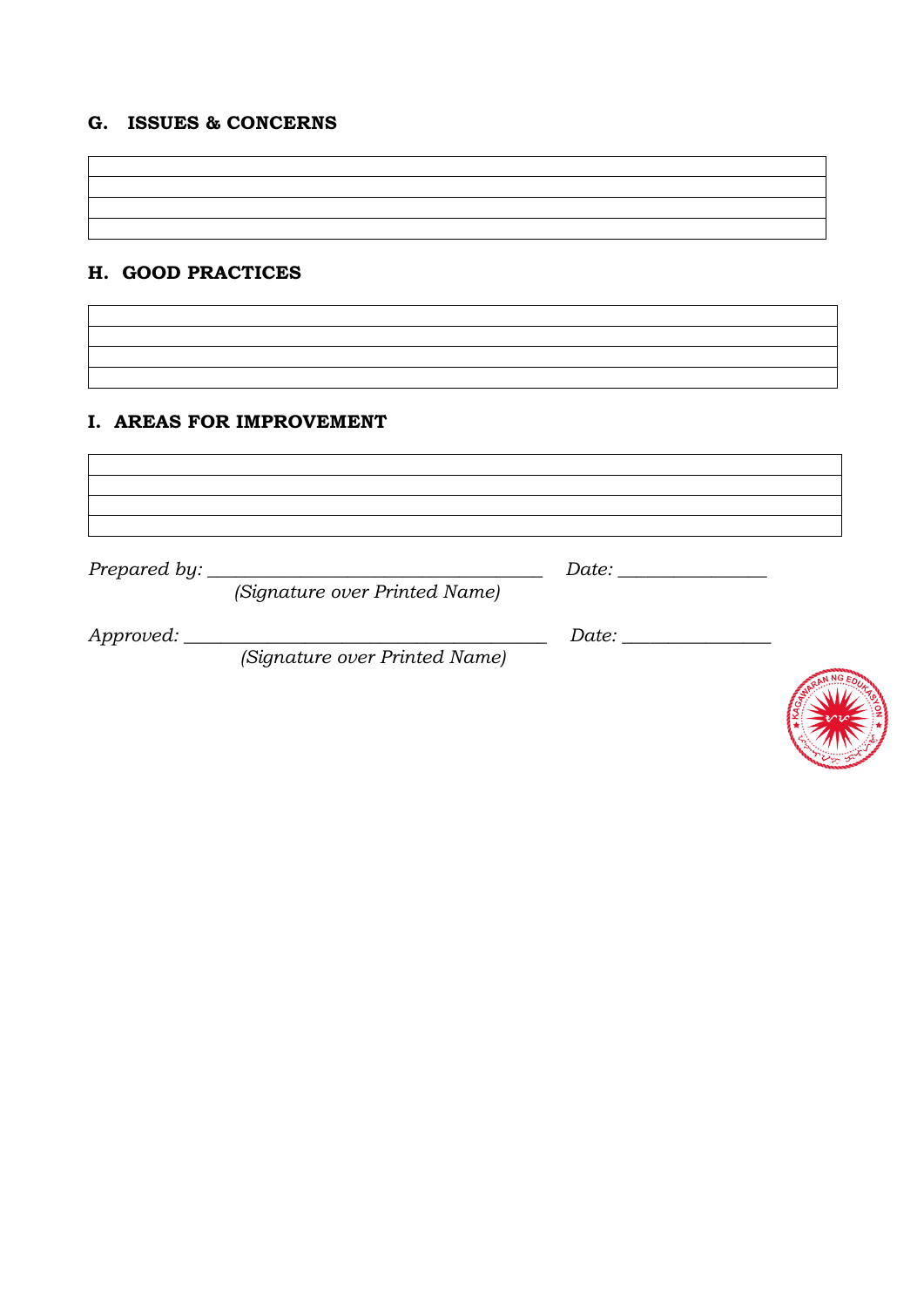## G. ISSUES & CONCERNS

| |
|---|
| |
| |
| |

## H. GOOD PRACTICES

| |
|---|
| |
| |
| |

## I. AREAS FOR IMPROVEMENT

| |
|---|
| |
| |
| |

*Prepared by:* ____________________________________ *Date:* ________________
*(Signature over Printed Name)*

*Approved:* ______________________________________ *Date:* ________________
*(Signature over Printed Name)*